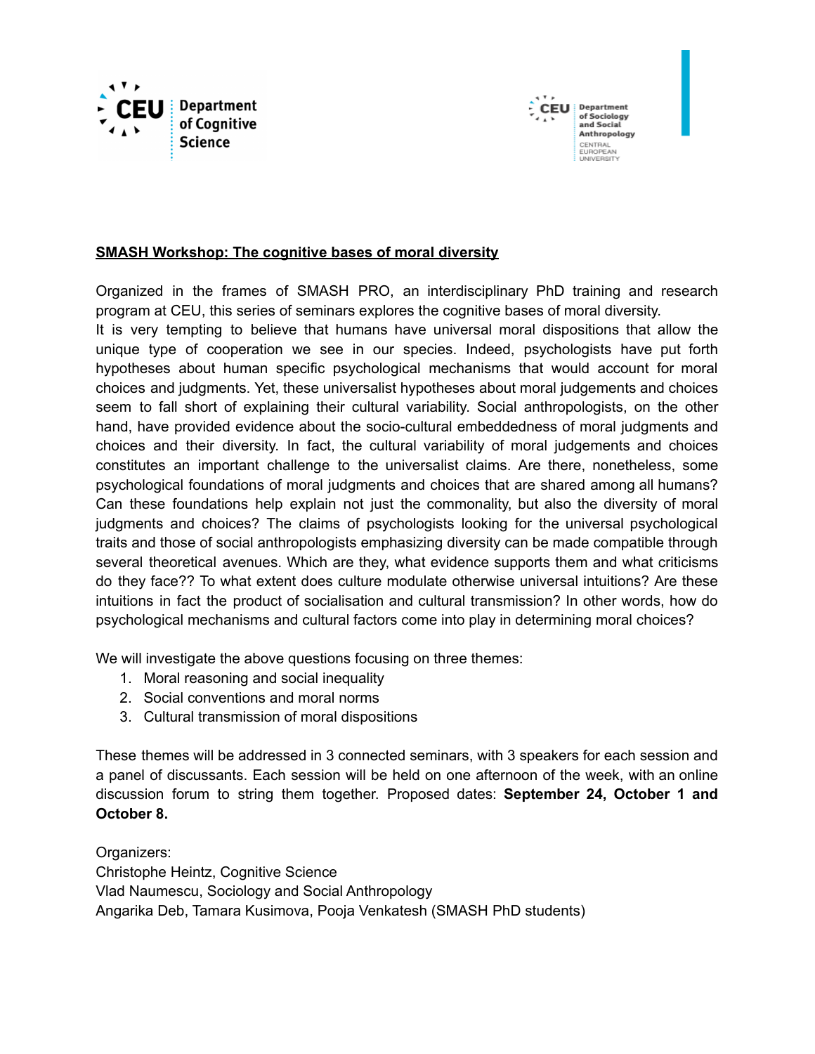CEU Department of Cognitive Science

CEU Department of Sociology and Social Anthropology
CENTRAL EUROPEAN UNIVERSITY

**SMASH Workshop: The cognitive bases of moral diversity**

Organized in the frames of SMASH PRO, an interdisciplinary PhD training and research program at CEU, this series of seminars explores the cognitive bases of moral diversity.
It is very tempting to believe that humans have universal moral dispositions that allow the unique type of cooperation we see in our species. Indeed, psychologists have put forth hypotheses about human specific psychological mechanisms that would account for moral choices and judgments. Yet, these universalist hypotheses about moral judgements and choices seem to fall short of explaining their cultural variability. Social anthropologists, on the other hand, have provided evidence about the socio-cultural embeddedness of moral judgments and choices and their diversity. In fact, the cultural variability of moral judgements and choices constitutes an important challenge to the universalist claims. Are there, nonetheless, some psychological foundations of moral judgments and choices that are shared among all humans? Can these foundations help explain not just the commonality, but also the diversity of moral judgments and choices? The claims of psychologists looking for the universal psychological traits and those of social anthropologists emphasizing diversity can be made compatible through several theoretical avenues. Which are they, what evidence supports them and what criticisms do they face?? To what extent does culture modulate otherwise universal intuitions? Are these intuitions in fact the product of socialisation and cultural transmission? In other words, how do psychological mechanisms and cultural factors come into play in determining moral choices?

We will investigate the above questions focusing on three themes:

1. Moral reasoning and social inequality
2. Social conventions and moral norms
3. Cultural transmission of moral dispositions

These themes will be addressed in 3 connected seminars, with 3 speakers for each session and a panel of discussants. Each session will be held on one afternoon of the week, with an online discussion forum to string them together. Proposed dates: **September 24, October 1 and October 8.**

Organizers:
Christophe Heintz, Cognitive Science
Vlad Naumescu, Sociology and Social Anthropology
Angarika Deb, Tamara Kusimova, Pooja Venkatesh (SMASH PhD students)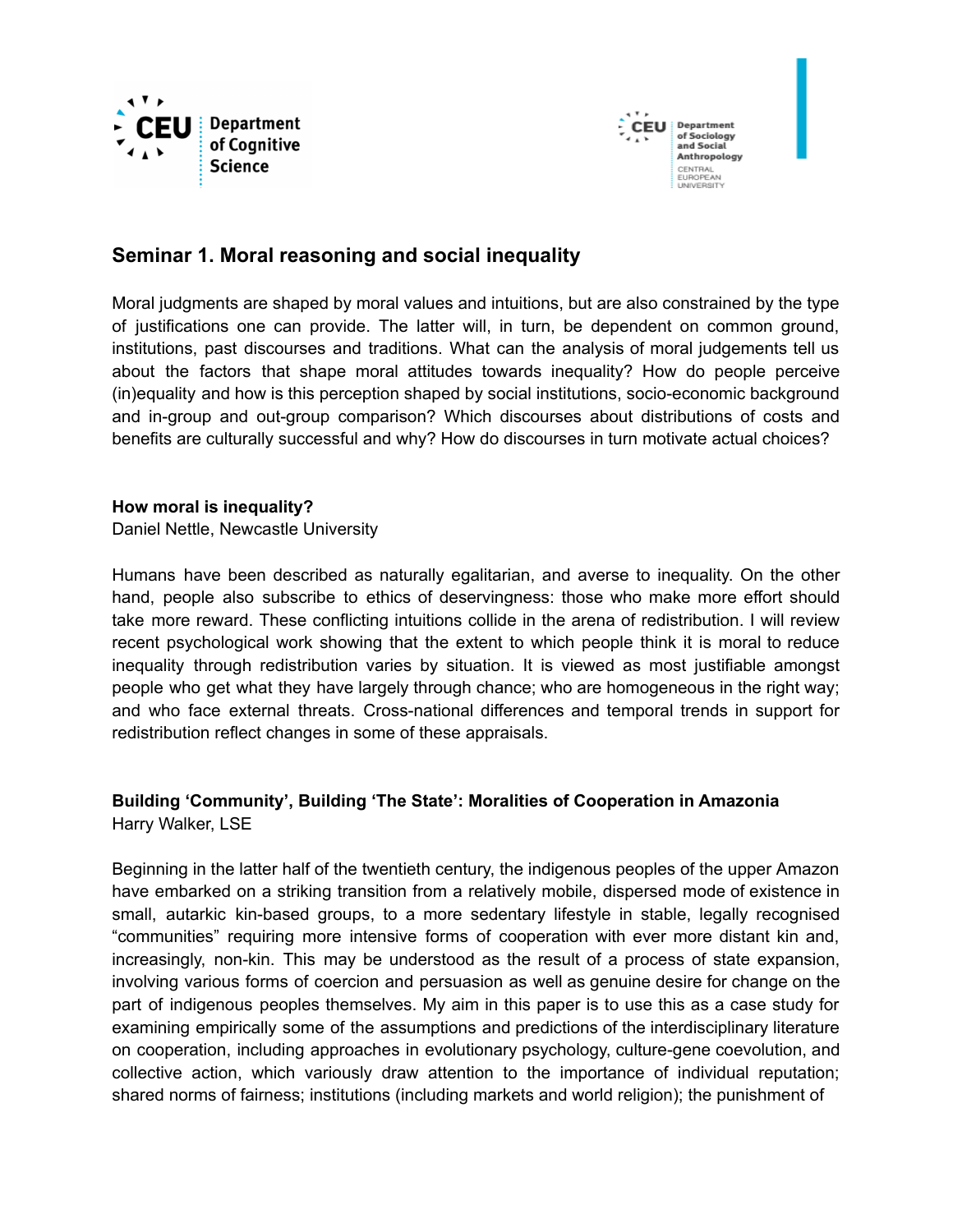## Seminar 1. Moral reasoning and social inequality

Moral judgments are shaped by moral values and intuitions, but are also constrained by the type of justifications one can provide. The latter will, in turn, be dependent on common ground, institutions, past discourses and traditions. What can the analysis of moral judgements tell us about the factors that shape moral attitudes towards inequality? How do people perceive (in)equality and how is this perception shaped by social institutions, socio-economic background and in-group and out-group comparison? Which discourses about distributions of costs and benefits are culturally successful and why? How do discourses in turn motivate actual choices?

**How moral is inequality?**
Daniel Nettle, Newcastle University

Humans have been described as naturally egalitarian, and averse to inequality. On the other hand, people also subscribe to ethics of deservingness: those who make more effort should take more reward. These conflicting intuitions collide in the arena of redistribution. I will review recent psychological work showing that the extent to which people think it is moral to reduce inequality through redistribution varies by situation. It is viewed as most justifiable amongst people who get what they have largely through chance; who are homogeneous in the right way; and who face external threats. Cross-national differences and temporal trends in support for redistribution reflect changes in some of these appraisals.

**Building 'Community', Building 'The State': Moralities of Cooperation in Amazonia**
Harry Walker, LSE

Beginning in the latter half of the twentieth century, the indigenous peoples of the upper Amazon have embarked on a striking transition from a relatively mobile, dispersed mode of existence in small, autarkic kin-based groups, to a more sedentary lifestyle in stable, legally recognised "communities" requiring more intensive forms of cooperation with ever more distant kin and, increasingly, non-kin. This may be understood as the result of a process of state expansion, involving various forms of coercion and persuasion as well as genuine desire for change on the part of indigenous peoples themselves. My aim in this paper is to use this as a case study for examining empirically some of the assumptions and predictions of the interdisciplinary literature on cooperation, including approaches in evolutionary psychology, culture-gene coevolution, and collective action, which variously draw attention to the importance of individual reputation; shared norms of fairness; institutions (including markets and world religion); the punishment of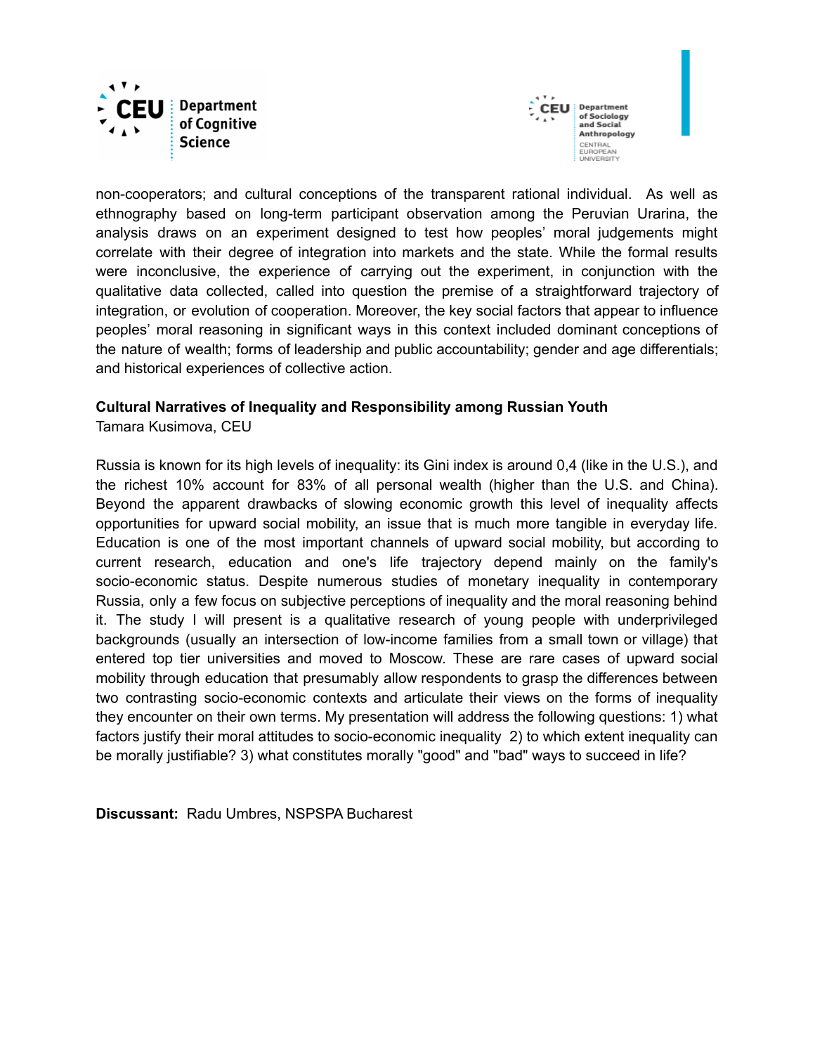non-cooperators; and cultural conceptions of the transparent rational individual. As well as ethnography based on long-term participant observation among the Peruvian Urarina, the analysis draws on an experiment designed to test how peoples' moral judgements might correlate with their degree of integration into markets and the state. While the formal results were inconclusive, the experience of carrying out the experiment, in conjunction with the qualitative data collected, called into question the premise of a straightforward trajectory of integration, or evolution of cooperation. Moreover, the key social factors that appear to influence peoples' moral reasoning in significant ways in this context included dominant conceptions of the nature of wealth; forms of leadership and public accountability; gender and age differentials; and historical experiences of collective action.

**Cultural Narratives of Inequality and Responsibility among Russian Youth**
Tamara Kusimova, CEU

Russia is known for its high levels of inequality: its Gini index is around 0,4 (like in the U.S.), and the richest 10% account for 83% of all personal wealth (higher than the U.S. and China). Beyond the apparent drawbacks of slowing economic growth this level of inequality affects opportunities for upward social mobility, an issue that is much more tangible in everyday life. Education is one of the most important channels of upward social mobility, but according to current research, education and one's life trajectory depend mainly on the family's socio-economic status. Despite numerous studies of monetary inequality in contemporary Russia, only a few focus on subjective perceptions of inequality and the moral reasoning behind it. The study I will present is a qualitative research of young people with underprivileged backgrounds (usually an intersection of low-income families from a small town or village) that entered top tier universities and moved to Moscow. These are rare cases of upward social mobility through education that presumably allow respondents to grasp the differences between two contrasting socio-economic contexts and articulate their views on the forms of inequality they encounter on their own terms. My presentation will address the following questions: 1) what factors justify their moral attitudes to socio-economic inequality 2) to which extent inequality can be morally justifiable? 3) what constitutes morally "good" and "bad" ways to succeed in life?

**Discussant:** Radu Umbres, NSPSPA Bucharest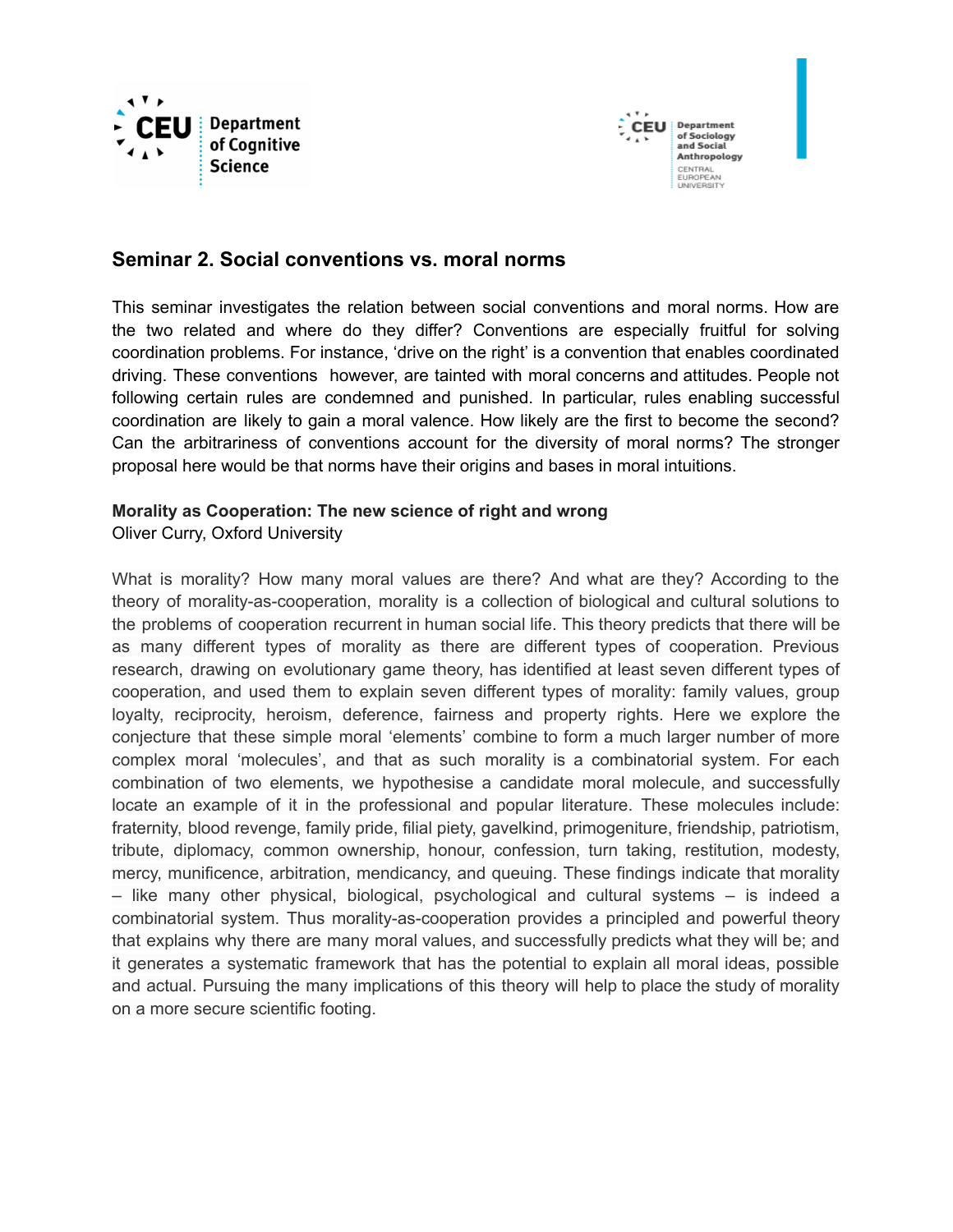## Seminar 2. Social conventions vs. moral norms

This seminar investigates the relation between social conventions and moral norms. How are the two related and where do they differ? Conventions are especially fruitful for solving coordination problems. For instance, 'drive on the right' is a convention that enables coordinated driving. These conventions however, are tainted with moral concerns and attitudes. People not following certain rules are condemned and punished. In particular, rules enabling successful coordination are likely to gain a moral valence. How likely are the first to become the second? Can the arbitrariness of conventions account for the diversity of moral norms? The stronger proposal here would be that norms have their origins and bases in moral intuitions.

**Morality as Cooperation: The new science of right and wrong**
Oliver Curry, Oxford University

What is morality? How many moral values are there? And what are they? According to the theory of morality-as-cooperation, morality is a collection of biological and cultural solutions to the problems of cooperation recurrent in human social life. This theory predicts that there will be as many different types of morality as there are different types of cooperation. Previous research, drawing on evolutionary game theory, has identified at least seven different types of cooperation, and used them to explain seven different types of morality: family values, group loyalty, reciprocity, heroism, deference, fairness and property rights. Here we explore the conjecture that these simple moral 'elements' combine to form a much larger number of more complex moral 'molecules', and that as such morality is a combinatorial system. For each combination of two elements, we hypothesise a candidate moral molecule, and successfully locate an example of it in the professional and popular literature. These molecules include: fraternity, blood revenge, family pride, filial piety, gavelkind, primogeniture, friendship, patriotism, tribute, diplomacy, common ownership, honour, confession, turn taking, restitution, modesty, mercy, munificence, arbitration, mendicancy, and queuing. These findings indicate that morality – like many other physical, biological, psychological and cultural systems – is indeed a combinatorial system. Thus morality-as-cooperation provides a principled and powerful theory that explains why there are many moral values, and successfully predicts what they will be; and it generates a systematic framework that has the potential to explain all moral ideas, possible and actual. Pursuing the many implications of this theory will help to place the study of morality on a more secure scientific footing.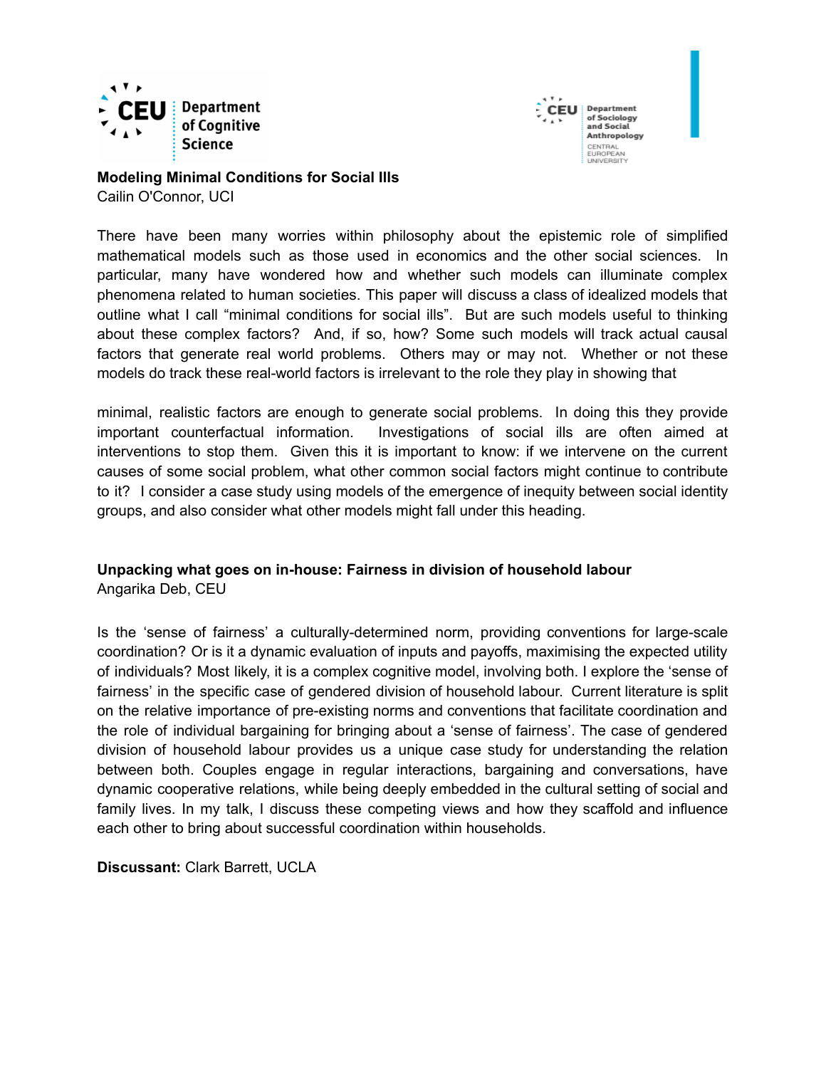**Modeling Minimal Conditions for Social Ills**
Cailin O'Connor, UCI

There have been many worries within philosophy about the epistemic role of simplified mathematical models such as those used in economics and the other social sciences. In particular, many have wondered how and whether such models can illuminate complex phenomena related to human societies. This paper will discuss a class of idealized models that outline what I call "minimal conditions for social ills". But are such models useful to thinking about these complex factors? And, if so, how? Some such models will track actual causal factors that generate real world problems. Others may or may not. Whether or not these models do track these real-world factors is irrelevant to the role they play in showing that

minimal, realistic factors are enough to generate social problems. In doing this they provide important counterfactual information. Investigations of social ills are often aimed at interventions to stop them. Given this it is important to know: if we intervene on the current causes of some social problem, what other common social factors might continue to contribute to it? I consider a case study using models of the emergence of inequity between social identity groups, and also consider what other models might fall under this heading.

**Unpacking what goes on in-house: Fairness in division of household labour**
Angarika Deb, CEU

Is the 'sense of fairness' a culturally-determined norm, providing conventions for large-scale coordination? Or is it a dynamic evaluation of inputs and payoffs, maximising the expected utility of individuals? Most likely, it is a complex cognitive model, involving both. I explore the 'sense of fairness' in the specific case of gendered division of household labour. Current literature is split on the relative importance of pre-existing norms and conventions that facilitate coordination and the role of individual bargaining for bringing about a 'sense of fairness'. The case of gendered division of household labour provides us a unique case study for understanding the relation between both. Couples engage in regular interactions, bargaining and conversations, have dynamic cooperative relations, while being deeply embedded in the cultural setting of social and family lives. In my talk, I discuss these competing views and how they scaffold and influence each other to bring about successful coordination within households.

**Discussant:** Clark Barrett, UCLA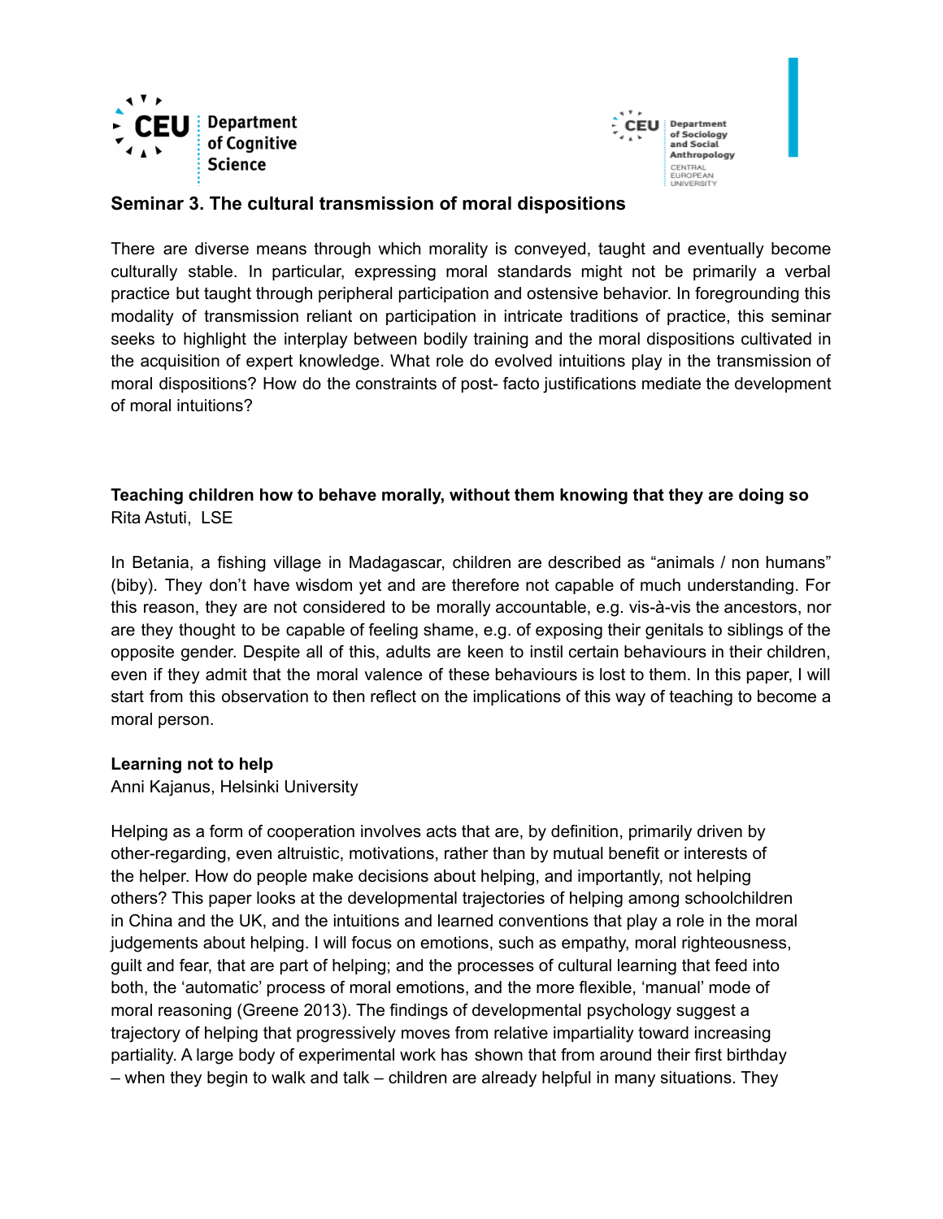## Seminar 3. The cultural transmission of moral dispositions

There are diverse means through which morality is conveyed, taught and eventually become culturally stable. In particular, expressing moral standards might not be primarily a verbal practice but taught through peripheral participation and ostensive behavior. In foregrounding this modality of transmission reliant on participation in intricate traditions of practice, this seminar seeks to highlight the interplay between bodily training and the moral dispositions cultivated in the acquisition of expert knowledge. What role do evolved intuitions play in the transmission of moral dispositions? How do the constraints of post- facto justifications mediate the development of moral intuitions?

### Teaching children how to behave morally, without them knowing that they are doing so

Rita Astuti, LSE

In Betania, a fishing village in Madagascar, children are described as "animals / non humans" (biby). They don't have wisdom yet and are therefore not capable of much understanding. For this reason, they are not considered to be morally accountable, e.g. vis-à-vis the ancestors, nor are they thought to be capable of feeling shame, e.g. of exposing their genitals to siblings of the opposite gender. Despite all of this, adults are keen to instil certain behaviours in their children, even if they admit that the moral valence of these behaviours is lost to them. In this paper, I will start from this observation to then reflect on the implications of this way of teaching to become a moral person.

### Learning not to help

Anni Kajanus, Helsinki University

Helping as a form of cooperation involves acts that are, by definition, primarily driven by other-regarding, even altruistic, motivations, rather than by mutual benefit or interests of the helper. How do people make decisions about helping, and importantly, not helping others? This paper looks at the developmental trajectories of helping among schoolchildren in China and the UK, and the intuitions and learned conventions that play a role in the moral judgements about helping. I will focus on emotions, such as empathy, moral righteousness, guilt and fear, that are part of helping; and the processes of cultural learning that feed into both, the 'automatic' process of moral emotions, and the more flexible, 'manual' mode of moral reasoning (Greene 2013). The findings of developmental psychology suggest a trajectory of helping that progressively moves from relative impartiality toward increasing partiality. A large body of experimental work has shown that from around their first birthday – when they begin to walk and talk – children are already helpful in many situations. They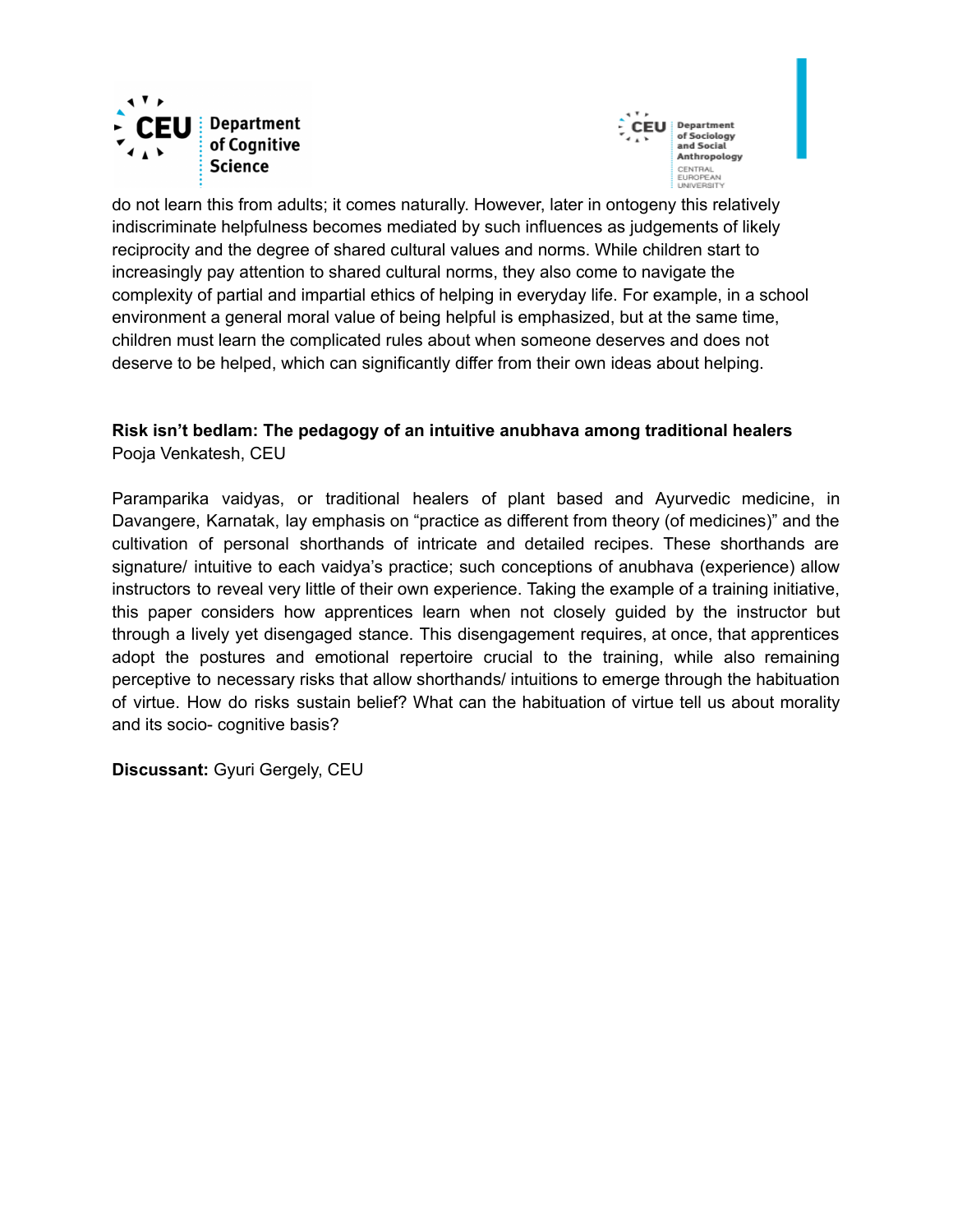do not learn this from adults; it comes naturally. However, later in ontogeny this relatively indiscriminate helpfulness becomes mediated by such influences as judgements of likely reciprocity and the degree of shared cultural values and norms. While children start to increasingly pay attention to shared cultural norms, they also come to navigate the complexity of partial and impartial ethics of helping in everyday life. For example, in a school environment a general moral value of being helpful is emphasized, but at the same time, children must learn the complicated rules about when someone deserves and does not deserve to be helped, which can significantly differ from their own ideas about helping.

**Risk isn't bedlam: The pedagogy of an intuitive anubhava among traditional healers**
Pooja Venkatesh, CEU

Paramparika vaidyas, or traditional healers of plant based and Ayurvedic medicine, in Davangere, Karnatak, lay emphasis on "practice as different from theory (of medicines)" and the cultivation of personal shorthands of intricate and detailed recipes. These shorthands are signature/ intuitive to each vaidya's practice; such conceptions of anubhava (experience) allow instructors to reveal very little of their own experience. Taking the example of a training initiative, this paper considers how apprentices learn when not closely guided by the instructor but through a lively yet disengaged stance. This disengagement requires, at once, that apprentices adopt the postures and emotional repertoire crucial to the training, while also remaining perceptive to necessary risks that allow shorthands/ intuitions to emerge through the habituation of virtue. How do risks sustain belief? What can the habituation of virtue tell us about morality and its socio- cognitive basis?

**Discussant:** Gyuri Gergely, CEU